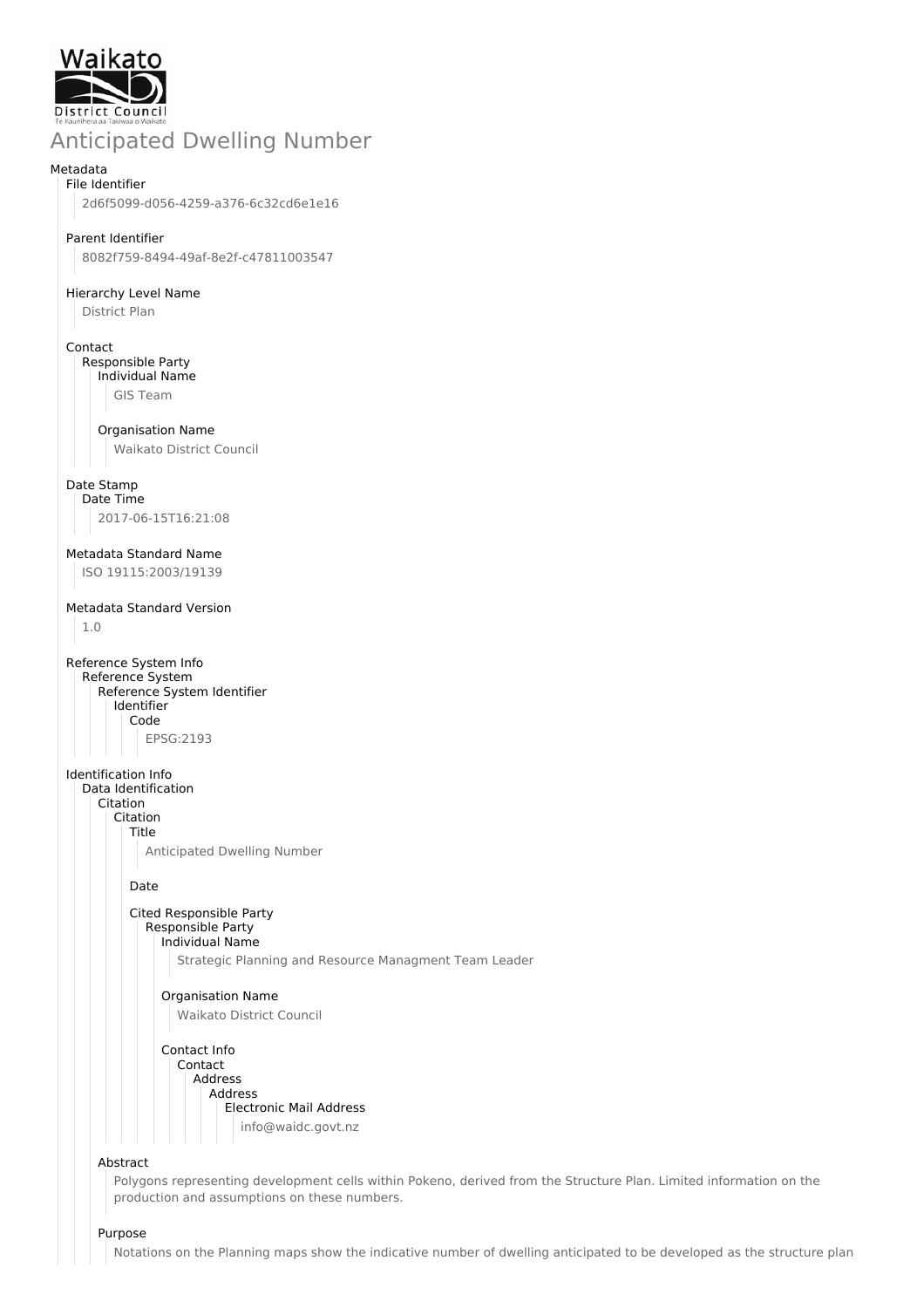Waikato District Council
Te Kaunihera aa Takiwaa o Waikato

# Anticipated Dwelling Number

## Metadata

- File Identifier
  - 2d6f5099-d056-4259-a376-6c32cd6e1e16
- Parent Identifier
  - 8082f759-8494-49af-8e2f-c47811003547
- Hierarchy Level Name
  - District Plan
- Contact
  - Responsible Party
    - Individual Name
      - GIS Team
    - Organisation Name
      - Waikato District Council
- Date Stamp
  - Date Time
    - 2017-06-15T16:21:08
- Metadata Standard Name
  - ISO 19115:2003/19139
- Metadata Standard Version
  - 1.0
- Reference System Info
  - Reference System
    - Reference System Identifier
      - Identifier
        - Code
          - EPSG:2193
- Identification Info
  - Data Identification
    - Citation
      - Citation
        - Title
          - Anticipated Dwelling Number
        - Date
        - Cited Responsible Party
          - Responsible Party
            - Individual Name
              - Strategic Planning and Resource Managment Team Leader
            - Organisation Name
              - Waikato District Council
            - Contact Info
              - Contact
                - Address
                  - Address
                    - Electronic Mail Address
                      - info@waidc.govt.nz
    - Abstract
      - Polygons representing development cells within Pokeno, derived from the Structure Plan. Limited information on the production and assumptions on these numbers.
    - Purpose
      - Notations on the Planning maps show the indicative number of dwelling anticipated to be developed as the structure plan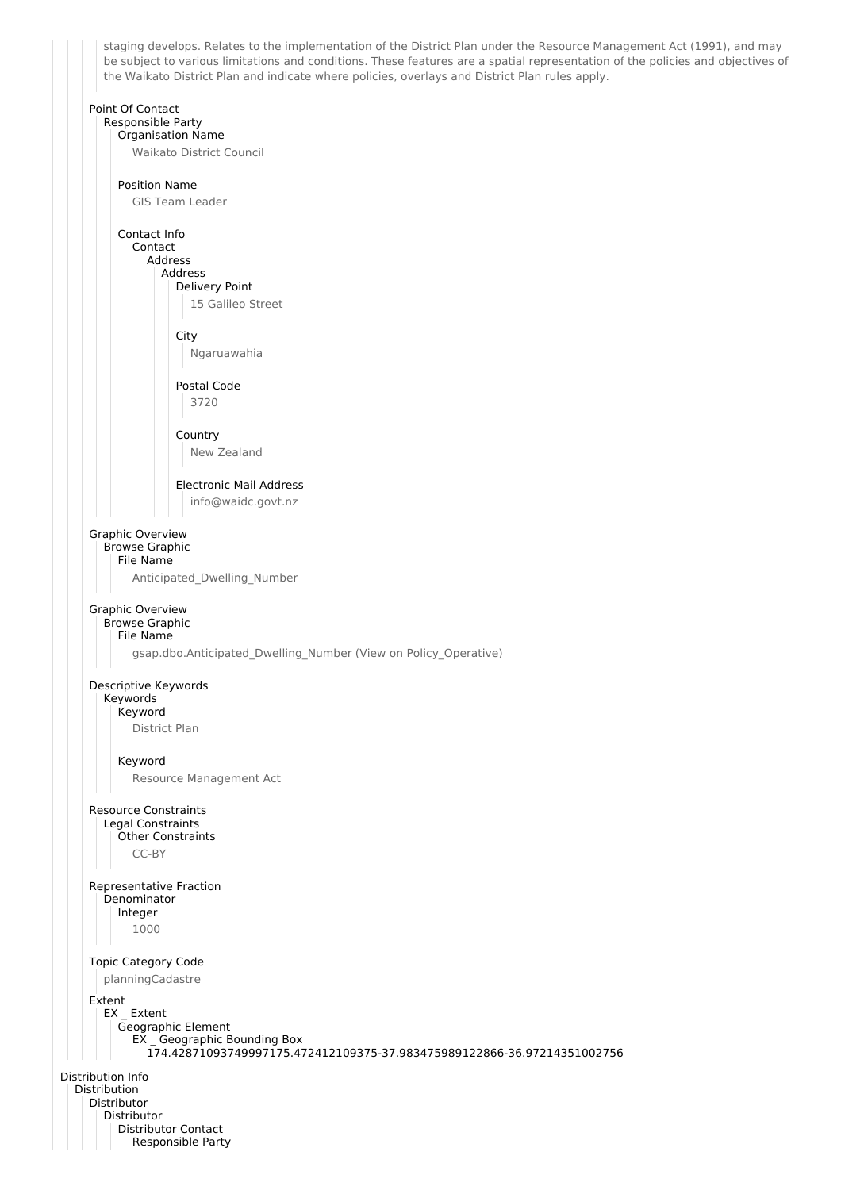staging develops. Relates to the implementation of the District Plan under the Resource Management Act (1991), and may be subject to various limitations and conditions. These features are a spatial representation of the policies and objectives of the Waikato District Plan and indicate where policies, overlays and District Plan rules apply.

- Point Of Contact
  - Responsible Party
    - Organisation Name
      - Waikato District Council
    - Position Name
      - GIS Team Leader
    - Contact Info
      - Contact
        - Address
          - Address
            - Delivery Point
              - 15 Galileo Street
            - City
              - Ngaruawahia
            - Postal Code
              - 3720
            - Country
              - New Zealand
            - Electronic Mail Address
              - info@waidc.govt.nz
- Graphic Overview
  - Browse Graphic
    - File Name
      - Anticipated_Dwelling_Number
- Graphic Overview
  - Browse Graphic
    - File Name
      - gsap.dbo.Anticipated_Dwelling_Number (View on Policy_Operative)
- Descriptive Keywords
  - Keywords
    - Keyword
      - District Plan
    - Keyword
      - Resource Management Act
- Resource Constraints
  - Legal Constraints
    - Other Constraints
      - CC-BY
- Representative Fraction
  - Denominator
    - Integer
      - 1000
- Topic Category Code
  - planningCadastre
- Extent
  - EX _ Extent
    - Geographic Element
      - EX _ Geographic Bounding Box
        - 174.42871093749997175.472412109375-37.983475989122866-36.97214351002756

Distribution Info
- Distribution
  - Distributor
    - Distributor
      - Distributor Contact
        - Responsible Party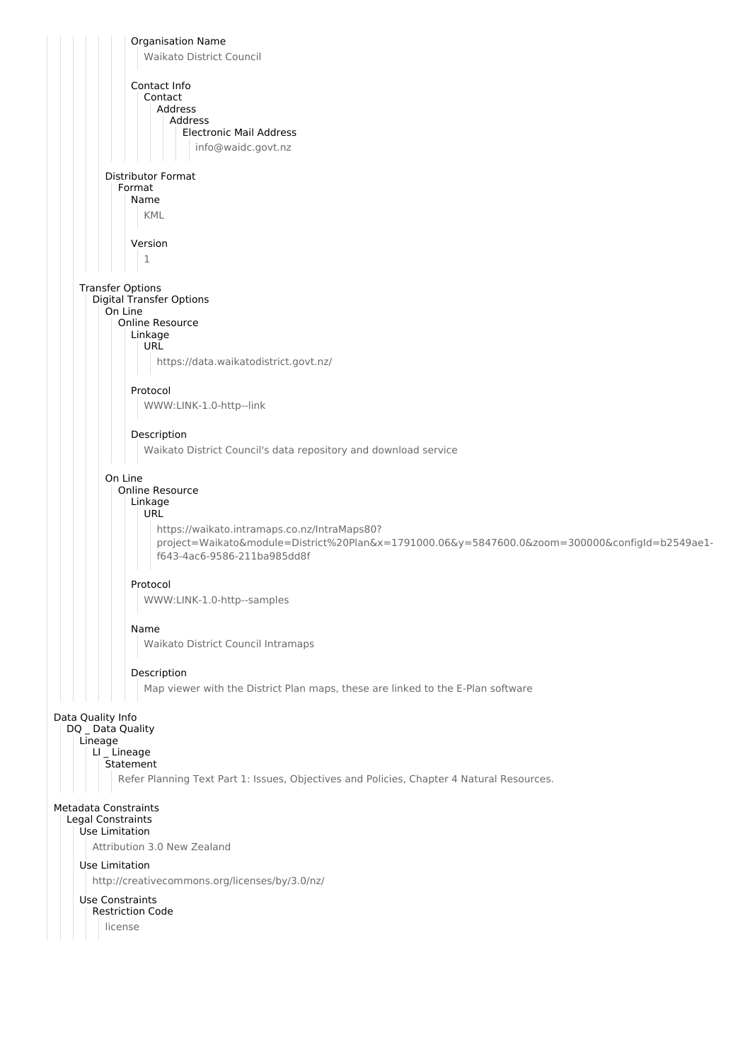Organisation Name

Waikato District Council

Contact Info
- Contact
  - Address
    - Address
      - Electronic Mail Address

        info@waidc.govt.nz

Distributor Format
- Format
  - Name

    KML

  - Version

    1

Transfer Options
- Digital Transfer Options
  - On Line
    - Online Resource
      - Linkage
        - URL

          https://data.waikatodistrict.govt.nz/

      - Protocol

        WWW:LINK-1.0-http--link

      - Description

        Waikato District Council's data repository and download service

  - On Line
    - Online Resource
      - Linkage
        - URL

          https://waikato.intramaps.co.nz/IntraMaps80?project=Waikato&module=District%20Plan&x=1791000.06&y=5847600.0&zoom=300000&configId=b2549ae1-f643-4ac6-9586-211ba985dd8f

      - Protocol

        WWW:LINK-1.0-http--samples

      - Name

        Waikato District Council Intramaps

      - Description

        Map viewer with the District Plan maps, these are linked to the E-Plan software

Data Quality Info
- DQ _ Data Quality
  - Lineage
    - LI _ Lineage
      - Statement

        Refer Planning Text Part 1: Issues, Objectives and Policies, Chapter 4 Natural Resources.

Metadata Constraints
- Legal Constraints
  - Use Limitation

    Attribution 3.0 New Zealand

  - Use Limitation

    http://creativecommons.org/licenses/by/3.0/nz/

  - Use Constraints
    - Restriction Code

      license